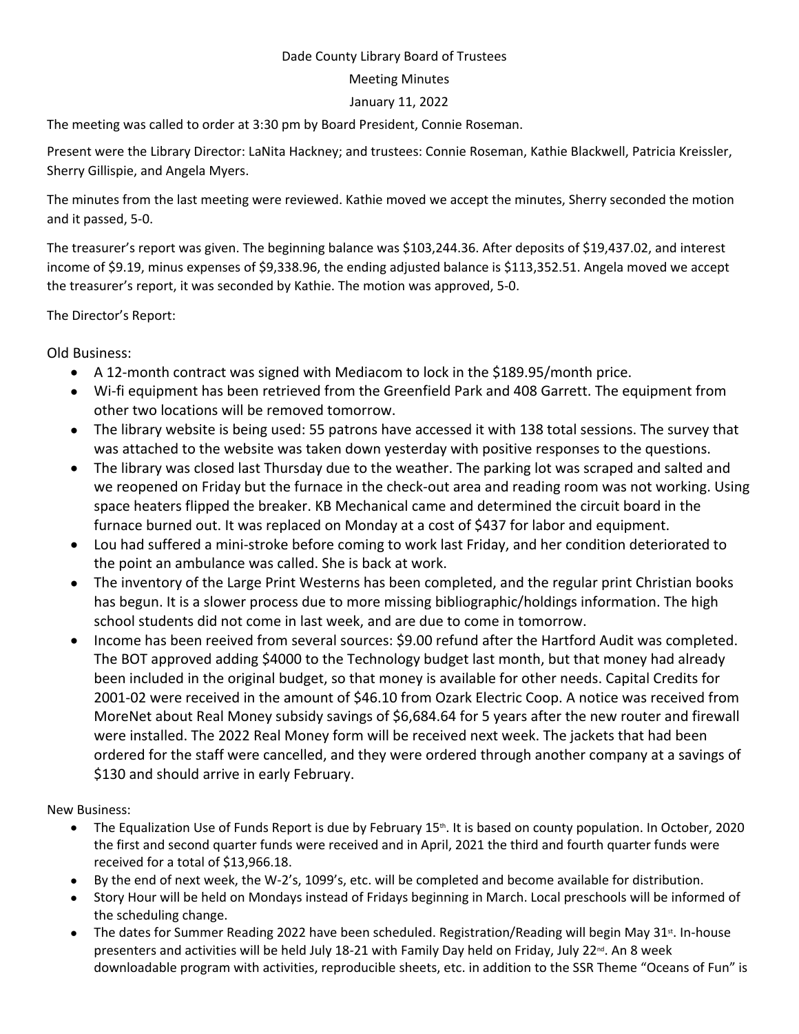Dade County Library Board of Trustees

Meeting Minutes

January 11, 2022

The meeting was called to order at 3:30 pm by Board President, Connie Roseman.

Present were the Library Director: LaNita Hackney; and trustees: Connie Roseman, Kathie Blackwell, Patricia Kreissler, Sherry Gillispie, and Angela Myers.

The minutes from the last meeting were reviewed. Kathie moved we accept the minutes, Sherry seconded the motion and it passed, 5-0.

The treasurer's report was given. The beginning balance was $103,244.36. After deposits of $19,437.02, and interest income of $9.19, minus expenses of $9,338.96, the ending adjusted balance is $113,352.51. Angela moved we accept the treasurer's report, it was seconded by Kathie. The motion was approved, 5-0.

The Director's Report:

Old Business:

- A 12-month contract was signed with Mediacom to lock in the $189.95/month price.
- Wi-fi equipment has been retrieved from the Greenfield Park and 408 Garrett. The equipment from other two locations will be removed tomorrow.
- The library website is being used: 55 patrons have accessed it with 138 total sessions. The survey that was attached to the website was taken down yesterday with positive responses to the questions.
- The library was closed last Thursday due to the weather. The parking lot was scraped and salted and we reopened on Friday but the furnace in the check-out area and reading room was not working. Using space heaters flipped the breaker. KB Mechanical came and determined the circuit board in the furnace burned out. It was replaced on Monday at a cost of $437 for labor and equipment.
- Lou had suffered a mini-stroke before coming to work last Friday, and her condition deteriorated to the point an ambulance was called. She is back at work.
- The inventory of the Large Print Westerns has been completed, and the regular print Christian books has begun. It is a slower process due to more missing bibliographic/holdings information. The high school students did not come in last week, and are due to come in tomorrow.
- Income has been reeived from several sources: $9.00 refund after the Hartford Audit was completed. The BOT approved adding $4000 to the Technology budget last month, but that money had already been included in the original budget, so that money is available for other needs. Capital Credits for 2001-02 were received in the amount of $46.10 from Ozark Electric Coop. A notice was received from MoreNet about Real Money subsidy savings of $6,684.64 for 5 years after the new router and firewall were installed. The 2022 Real Money form will be received next week. The jackets that had been ordered for the staff were cancelled, and they were ordered through another company at a savings of $130 and should arrive in early February.

New Business:

- The Equalization Use of Funds Report is due by February 15th. It is based on county population. In October, 2020 the first and second quarter funds were received and in April, 2021 the third and fourth quarter funds were received for a total of $13,966.18.
- By the end of next week, the W-2's, 1099's, etc. will be completed and become available for distribution.
- Story Hour will be held on Mondays instead of Fridays beginning in March. Local preschools will be informed of the scheduling change.
- The dates for Summer Reading 2022 have been scheduled. Registration/Reading will begin May 31st. In-house presenters and activities will be held July 18-21 with Family Day held on Friday, July 22nd. An 8 week downloadable program with activities, reproducible sheets, etc. in addition to the SSR Theme "Oceans of Fun" is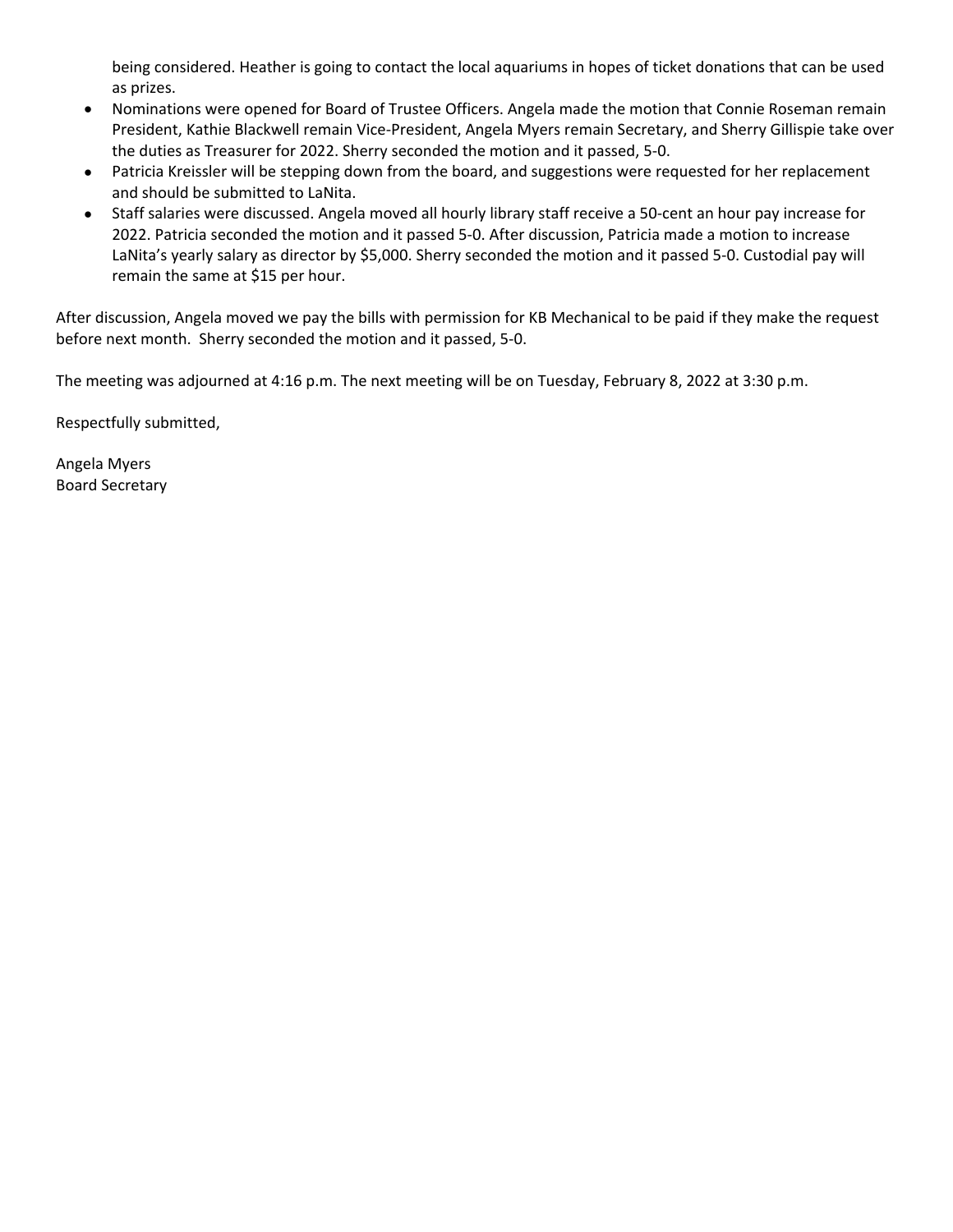being considered. Heather is going to contact the local aquariums in hopes of ticket donations that can be used as prizes.

- Nominations were opened for Board of Trustee Officers. Angela made the motion that Connie Roseman remain President, Kathie Blackwell remain Vice-President, Angela Myers remain Secretary, and Sherry Gillispie take over the duties as Treasurer for 2022. Sherry seconded the motion and it passed, 5-0.
- Patricia Kreissler will be stepping down from the board, and suggestions were requested for her replacement and should be submitted to LaNita.
- Staff salaries were discussed. Angela moved all hourly library staff receive a 50-cent an hour pay increase for 2022. Patricia seconded the motion and it passed 5-0. After discussion, Patricia made a motion to increase LaNita's yearly salary as director by $5,000. Sherry seconded the motion and it passed 5-0. Custodial pay will remain the same at $15 per hour.

After discussion, Angela moved we pay the bills with permission for KB Mechanical to be paid if they make the request before next month. Sherry seconded the motion and it passed, 5-0.

The meeting was adjourned at 4:16 p.m. The next meeting will be on Tuesday, February 8, 2022 at 3:30 p.m.

Respectfully submitted,

Angela Myers
Board Secretary